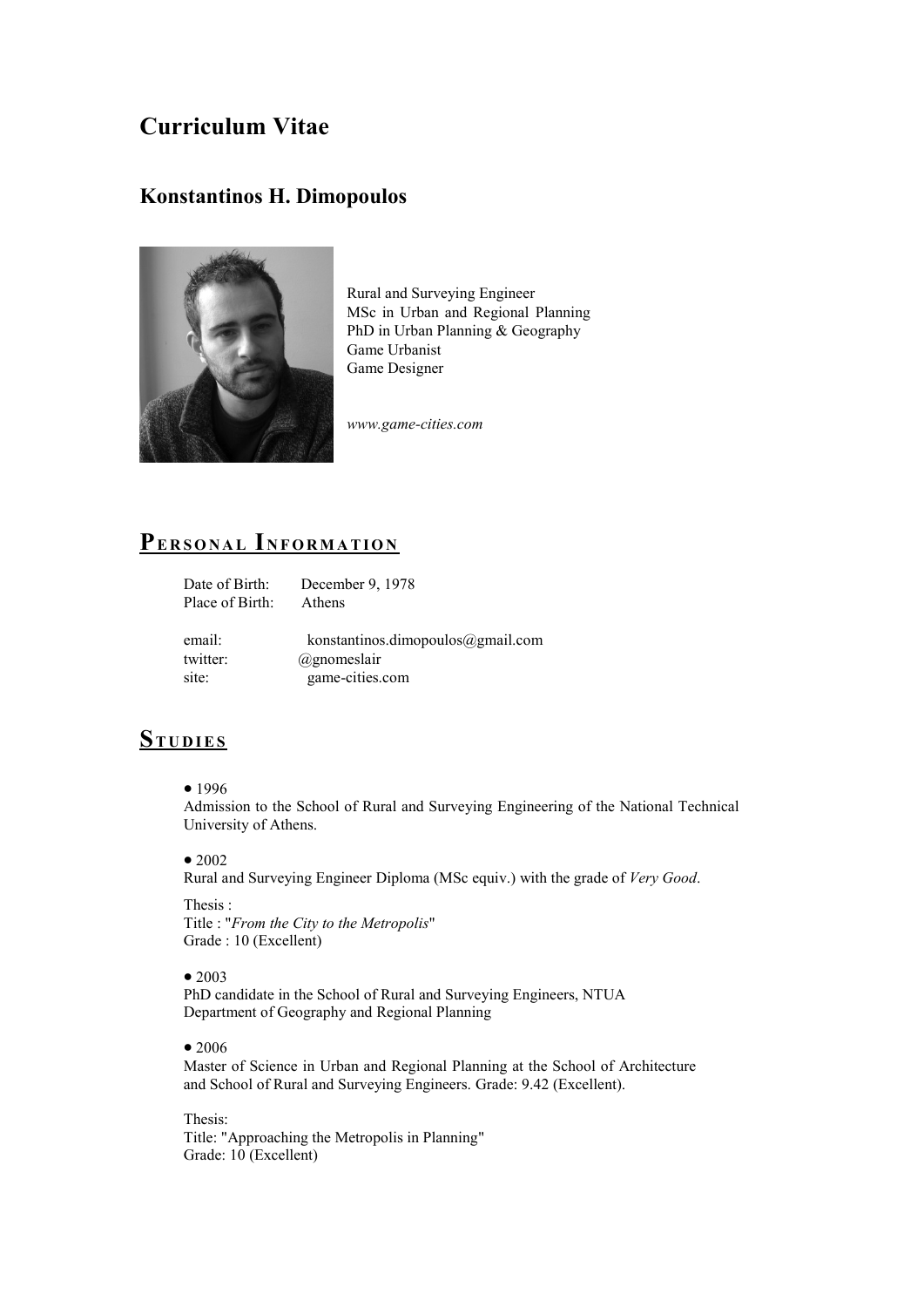# Curriculum Vitae

## Konstantinos H. Dimopoulos

Rural and Surveying Engineer
MSc in Urban and Regional Planning
PhD in Urban Planning & Geography
Game Urbanist
Game Designer

*www.game-cities.com*

## PERSONAL INFORMATION

Date of Birth: December 9, 1978
Place of Birth: Athens

email: konstantinos.dimopoulos@gmail.com
twitter: @gnomeslair
site: game-cities.com

## STUDIES

- 1996
Admission to the School of Rural and Surveying Engineering of the National Technical University of Athens.

- 2002
Rural and Surveying Engineer Diploma (MSc equiv.) with the grade of *Very Good*.

Thesis :
Title : "*From the City to the Metropolis*"
Grade : 10 (Excellent)

- 2003
PhD candidate in the School of Rural and Surveying Engineers, NTUA
Department of Geography and Regional Planning

- 2006
Master of Science in Urban and Regional Planning at the School of Architecture and School of Rural and Surveying Engineers. Grade: 9.42 (Excellent).

Thesis:
Title: "Approaching the Metropolis in Planning"
Grade: 10 (Excellent)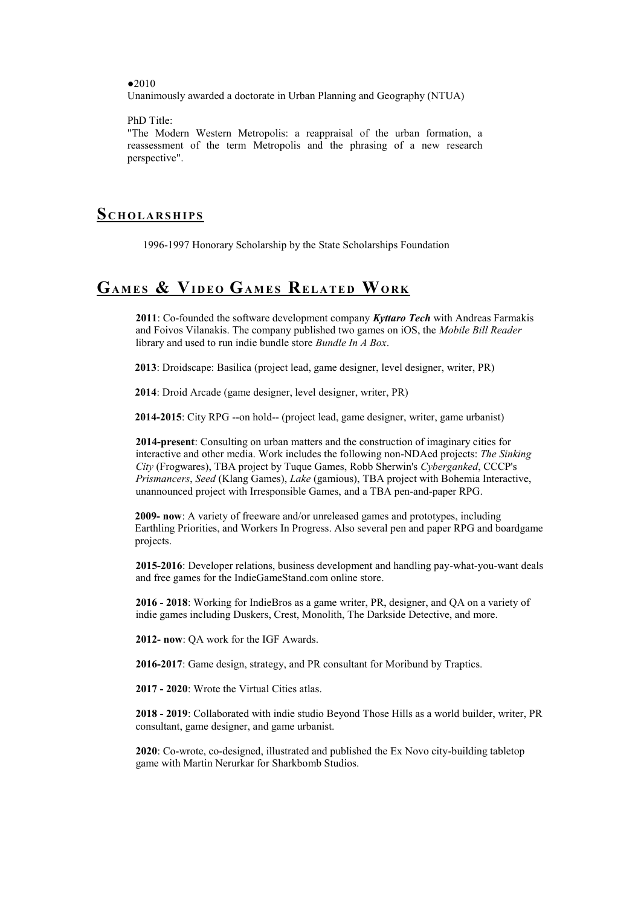●2010

Unanimously awarded a doctorate in Urban Planning and Geography (NTUA)

PhD Title:

"The Modern Western Metropolis: a reappraisal of the urban formation, a reassessment of the term Metropolis and the phrasing of a new research perspective".

## Scholarships

1996-1997 Honorary Scholarship by the State Scholarships Foundation

## Games & Video Games Related Work

**2011**: Co-founded the software development company ***Kyttaro Tech*** with Andreas Farmakis and Foivos Vilanakis. The company published two games on iOS, the *Mobile Bill Reader* library and used to run indie bundle store *Bundle In A Box*.

**2013**: Droidscape: Basilica (project lead, game designer, level designer, writer, PR)

**2014**: Droid Arcade (game designer, level designer, writer, PR)

**2014-2015**: City RPG --on hold-- (project lead, game designer, writer, game urbanist)

**2014-present**: Consulting on urban matters and the construction of imaginary cities for interactive and other media. Work includes the following non-NDAed projects: *The Sinking City* (Frogwares), TBA project by Tuque Games, Robb Sherwin's *Cyberganked*, CCCP's *Prismancers*, *Seed* (Klang Games), *Lake* (gamious), TBA project with Bohemia Interactive, unannounced project with Irresponsible Games, and a TBA pen-and-paper RPG.

**2009- now**: A variety of freeware and/or unreleased games and prototypes, including Earthling Priorities, and Workers In Progress. Also several pen and paper RPG and boardgame projects.

**2015-2016**: Developer relations, business development and handling pay-what-you-want deals and free games for the IndieGameStand.com online store.

**2016 - 2018**: Working for IndieBros as a game writer, PR, designer, and QA on a variety of indie games including Duskers, Crest, Monolith, The Darkside Detective, and more.

**2012- now**: QA work for the IGF Awards.

**2016-2017**: Game design, strategy, and PR consultant for Moribund by Traptics.

**2017 - 2020**: Wrote the Virtual Cities atlas.

**2018 - 2019**: Collaborated with indie studio Beyond Those Hills as a world builder, writer, PR consultant, game designer, and game urbanist.

**2020**: Co-wrote, co-designed, illustrated and published the Ex Novo city-building tabletop game with Martin Nerurkar for Sharkbomb Studios.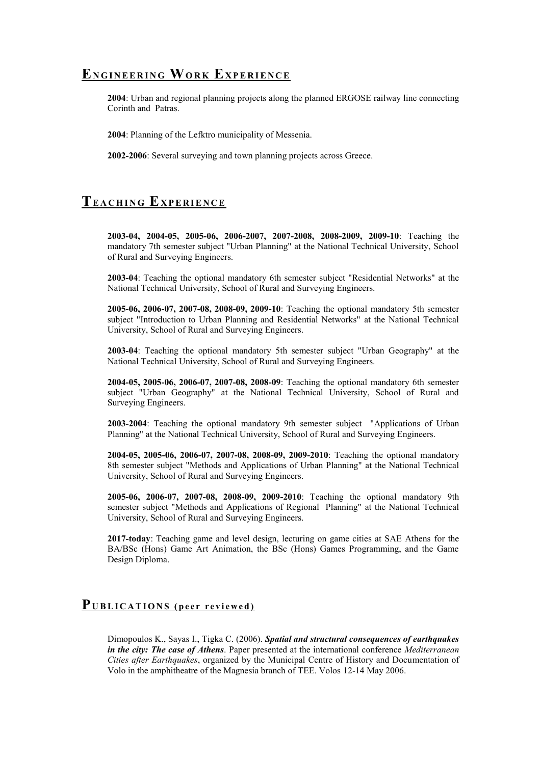## Engineering Work Experience

**2004**: Urban and regional planning projects along the planned ERGOSE railway line connecting Corinth and Patras.

**2004**: Planning of the Lefktro municipality of Messenia.

**2002-2006**: Several surveying and town planning projects across Greece.

## Teaching Experience

**2003-04, 2004-05, 2005-06, 2006-2007, 2007-2008, 2008-2009, 2009-10**: Teaching the mandatory 7th semester subject "Urban Planning" at the National Technical University, School of Rural and Surveying Engineers.

**2003-04**: Teaching the optional mandatory 6th semester subject "Residential Networks" at the National Technical University, School of Rural and Surveying Engineers.

**2005-06, 2006-07, 2007-08, 2008-09, 2009-10**: Teaching the optional mandatory 5th semester subject "Introduction to Urban Planning and Residential Networks" at the National Technical University, School of Rural and Surveying Engineers.

**2003-04**: Teaching the optional mandatory 5th semester subject "Urban Geography" at the National Technical University, School of Rural and Surveying Engineers.

**2004-05, 2005-06, 2006-07, 2007-08, 2008-09**: Teaching the optional mandatory 6th semester subject "Urban Geography" at the National Technical University, School of Rural and Surveying Engineers.

**2003-2004**: Teaching the optional mandatory 9th semester subject "Applications of Urban Planning" at the National Technical University, School of Rural and Surveying Engineers.

**2004-05, 2005-06, 2006-07, 2007-08, 2008-09, 2009-2010**: Teaching the optional mandatory 8th semester subject "Methods and Applications of Urban Planning" at the National Technical University, School of Rural and Surveying Engineers.

**2005-06, 2006-07, 2007-08, 2008-09, 2009-2010**: Teaching the optional mandatory 9th semester subject "Methods and Applications of Regional Planning" at the National Technical University, School of Rural and Surveying Engineers.

**2017-today**: Teaching game and level design, lecturing on game cities at SAE Athens for the BA/BSc (Hons) Game Art Animation, the BSc (Hons) Games Programming, and the Game Design Diploma.

## Publications (peer reviewed)

Dimopoulos K., Sayas I., Tigka C. (2006). ***Spatial and structural consequences of earthquakes in the city: The case of Athens***. Paper presented at the international conference *Mediterranean Cities after Earthquakes*, organized by the Municipal Centre of History and Documentation of Volo in the amphitheatre of the Magnesia branch of TEE. Volos 12-14 May 2006.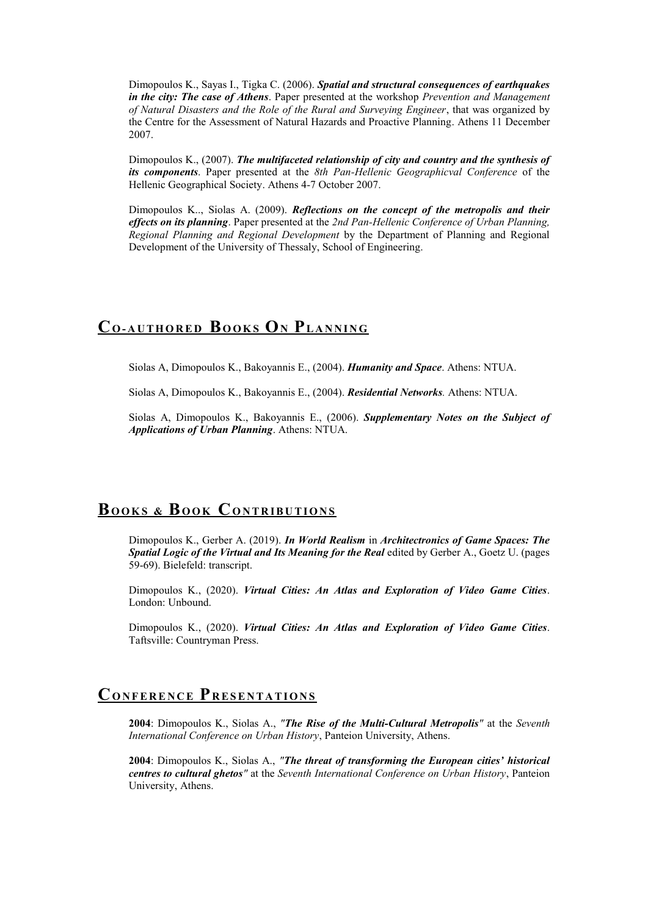Dimopoulos K., Sayas I., Tigka C. (2006). ***Spatial and structural consequences of earthquakes in the city: The case of Athens***. Paper presented at the workshop *Prevention and Management of Natural Disasters and the Role of the Rural and Surveying Engineer*, that was organized by the Centre for the Assessment of Natural Hazards and Proactive Planning. Athens 11 December 2007.

Dimopoulos K., (2007). ***The multifaceted relationship of city and country and the synthesis of its components***. Paper presented at the *8th Pan-Hellenic Geographicval Conference* of the Hellenic Geographical Society. Athens 4-7 October 2007.

Dimopoulos K.., Siolas A. (2009). ***Reflections on the concept of the metropolis and their effects on its planning***. Paper presented at the *2nd Pan-Hellenic Conference of Urban Planning, Regional Planning and Regional Development* by the Department of Planning and Regional Development of the University of Thessaly, School of Engineering.

## Co-authored Books On Planning

Siolas A, Dimopoulos K., Bakoyannis E., (2004). ***Humanity and Space***. Athens: NTUA.

Siolas A, Dimopoulos K., Bakoyannis E., (2004). ***Residential Networks.*** Athens: NTUA.

Siolas A, Dimopoulos K., Bakoyannis E., (2006). ***Supplementary Notes on the Subject of Applications of Urban Planning***. Athens: NTUA.

## Books & Book Contributions

Dimopoulos K., Gerber A. (2019). ***In World Realism*** in ***Architectronics of Game Spaces: The Spatial Logic of the Virtual and Its Meaning for the Real*** edited by Gerber A., Goetz U. (pages 59-69). Bielefeld: transcript.

Dimopoulos K., (2020). ***Virtual Cities: An Atlas and Exploration of Video Game Cities***. London: Unbound.

Dimopoulos K., (2020). ***Virtual Cities: An Atlas and Exploration of Video Game Cities***. Taftsville: Countryman Press.

## Conference Presentations

**2004**: Dimopoulos K., Siolas A., ***"The Rise of the Multi-Cultural Metropolis"*** at the *Seventh International Conference on Urban History*, Panteion University, Athens.

**2004**: Dimopoulos K., Siolas A., ***"The threat of transforming the European cities' historical centres to cultural ghetos"*** at the *Seventh International Conference on Urban History*, Panteion University, Athens.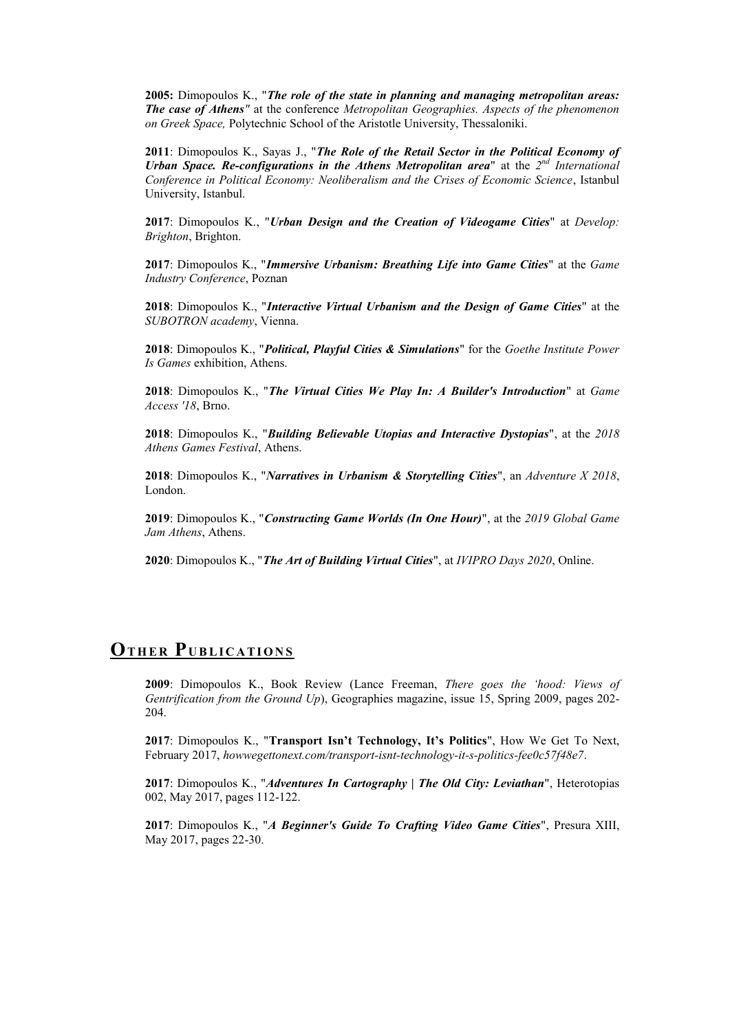**2005:** Dimopoulos K., "***The role of the state in planning and managing metropolitan areas: The case of Athens"*** at the conference *Metropolitan Geographies. Aspects of the phenomenon on Greek Space,* Polytechnic School of the Aristotle University, Thessaloniki.

**2011**: Dimopoulos K., Sayas J., "***The Role of the Retail Sector in the Political Economy of Urban Space. Re-configurations in the Athens Metropolitan area***" at the *2nd International Conference in Political Economy: Neoliberalism and the Crises of Economic Science*, Istanbul University, Istanbul.

**2017**: Dimopoulos K., "***Urban Design and the Creation of Videogame Cities***" at *Develop: Brighton*, Brighton.

**2017**: Dimopoulos K., "***Immersive Urbanism: Breathing Life into Game Cities***" at the *Game Industry Conference*, Poznan

**2018**: Dimopoulos K., "***Interactive Virtual Urbanism and the Design of Game Cities***" at the *SUBOTRON academy*, Vienna.

**2018**: Dimopoulos K., "***Political, Playful Cities & Simulations***" for the *Goethe Institute Power Is Games* exhibition, Athens.

**2018**: Dimopoulos K., "***The Virtual Cities We Play In: A Builder's Introduction***" at *Game Access '18*, Brno.

**2018**: Dimopoulos K., "***Building Believable Utopias and Interactive Dystopias***", at the *2018 Athens Games Festival*, Athens.

**2018**: Dimopoulos K., "***Narratives in Urbanism & Storytelling Cities***", an *Adventure X 2018*, London.

**2019**: Dimopoulos K., "***Constructing Game Worlds (In One Hour)***", at the *2019 Global Game Jam Athens*, Athens.

**2020**: Dimopoulos K., "***The Art of Building Virtual Cities***", at *IVIPRO Days 2020*, Online.

## Other Publications

**2009**: Dimopoulos K., Book Review (Lance Freeman, *There goes the 'hood: Views of Gentrification from the Ground Up*), Geographies magazine, issue 15, Spring 2009, pages 202-204.

**2017**: Dimopoulos K., "**Transport Isn't Technology, It's Politics**", How We Get To Next, February 2017, *howwegettonext.com/transport-isnt-technology-it-s-politics-fee0c57f48e7*.

**2017**: Dimopoulos K., "***Adventures In Cartography | The Old City: Leviathan***", Heterotopias 002, May 2017, pages 112-122.

**2017**: Dimopoulos K., "***A Beginner's Guide To Crafting Video Game Cities***", Presura XIII, May 2017, pages 22-30.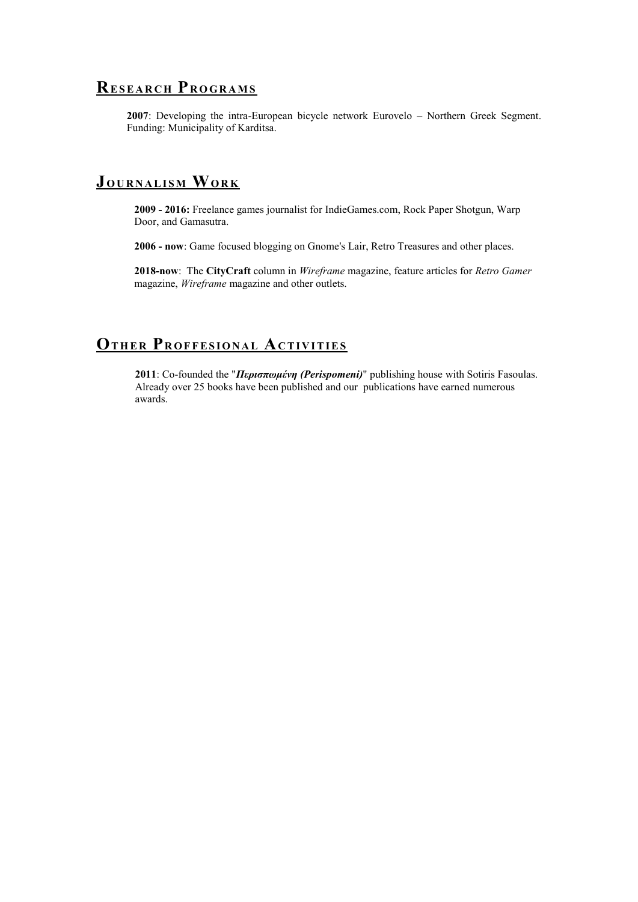## Research Programs

**2007**: Developing the intra-European bicycle network Eurovelo – Northern Greek Segment. Funding: Municipality of Karditsa.

## Journalism Work

**2009 - 2016:** Freelance games journalist for IndieGames.com, Rock Paper Shotgun, Warp Door, and Gamasutra.

**2006 - now**: Game focused blogging on Gnome's Lair, Retro Treasures and other places.

**2018-now**: The **CityCraft** column in *Wireframe* magazine, feature articles for *Retro Gamer* magazine, *Wireframe* magazine and other outlets.

## Other Proffesional Activities

**2011**: Co-founded the "***Περισπωμένη (Perispomeni)***" publishing house with Sotiris Fasoulas. Already over 25 books have been published and our publications have earned numerous awards.